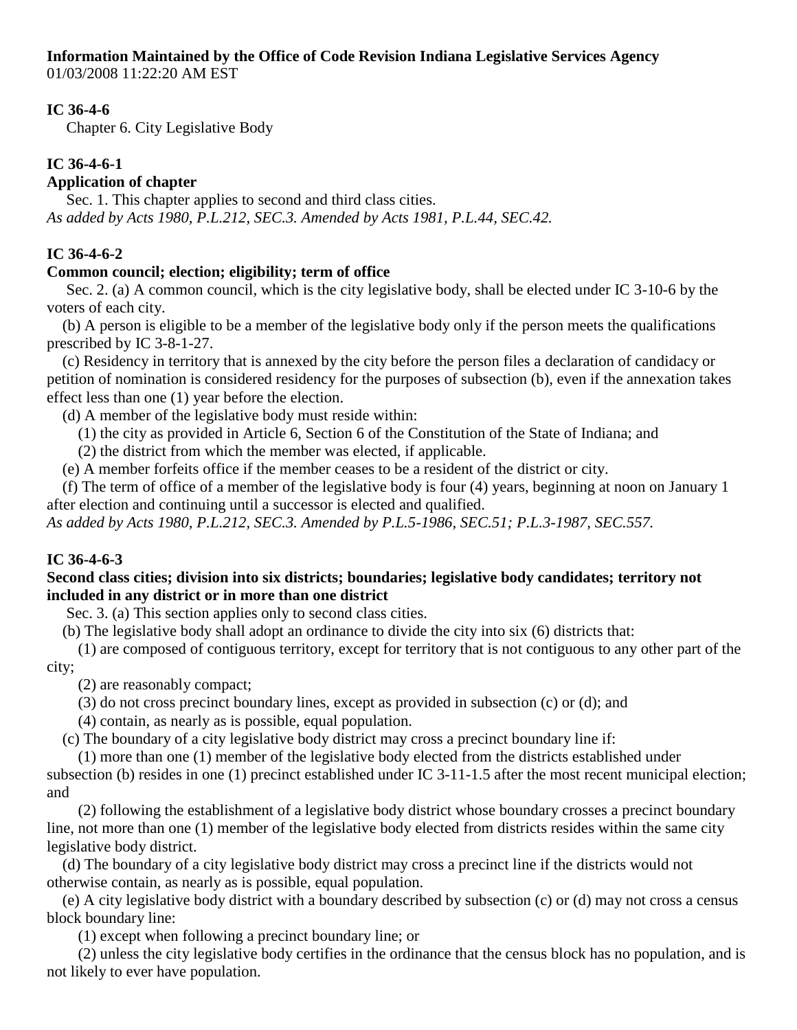**Information Maintained by the Office of Code Revision Indiana Legislative Services Agency**
01/03/2008 11:22:20 AM EST

**IC 36-4-6**

Chapter 6. City Legislative Body

**IC 36-4-6-1**

**Application of chapter**

Sec. 1. This chapter applies to second and third class cities.
*As added by Acts 1980, P.L.212, SEC.3. Amended by Acts 1981, P.L.44, SEC.42.*

**IC 36-4-6-2**

**Common council; election; eligibility; term of office**

Sec. 2. (a) A common council, which is the city legislative body, shall be elected under IC 3-10-6 by the voters of each city.

(b) A person is eligible to be a member of the legislative body only if the person meets the qualifications prescribed by IC 3-8-1-27.

(c) Residency in territory that is annexed by the city before the person files a declaration of candidacy or petition of nomination is considered residency for the purposes of subsection (b), even if the annexation takes effect less than one (1) year before the election.

(d) A member of the legislative body must reside within:

(1) the city as provided in Article 6, Section 6 of the Constitution of the State of Indiana; and

(2) the district from which the member was elected, if applicable.

(e) A member forfeits office if the member ceases to be a resident of the district or city.

(f) The term of office of a member of the legislative body is four (4) years, beginning at noon on January 1 after election and continuing until a successor is elected and qualified.
*As added by Acts 1980, P.L.212, SEC.3. Amended by P.L.5-1986, SEC.51; P.L.3-1987, SEC.557.*

**IC 36-4-6-3**

**Second class cities; division into six districts; boundaries; legislative body candidates; territory not included in any district or in more than one district**

Sec. 3. (a) This section applies only to second class cities.

(b) The legislative body shall adopt an ordinance to divide the city into six (6) districts that:

(1) are composed of contiguous territory, except for territory that is not contiguous to any other part of the city;

(2) are reasonably compact;

(3) do not cross precinct boundary lines, except as provided in subsection (c) or (d); and

(4) contain, as nearly as is possible, equal population.

(c) The boundary of a city legislative body district may cross a precinct boundary line if:

(1) more than one (1) member of the legislative body elected from the districts established under subsection (b) resides in one (1) precinct established under IC 3-11-1.5 after the most recent municipal election; and

(2) following the establishment of a legislative body district whose boundary crosses a precinct boundary line, not more than one (1) member of the legislative body elected from districts resides within the same city legislative body district.

(d) The boundary of a city legislative body district may cross a precinct line if the districts would not otherwise contain, as nearly as is possible, equal population.

(e) A city legislative body district with a boundary described by subsection (c) or (d) may not cross a census block boundary line:

(1) except when following a precinct boundary line; or

(2) unless the city legislative body certifies in the ordinance that the census block has no population, and is not likely to ever have population.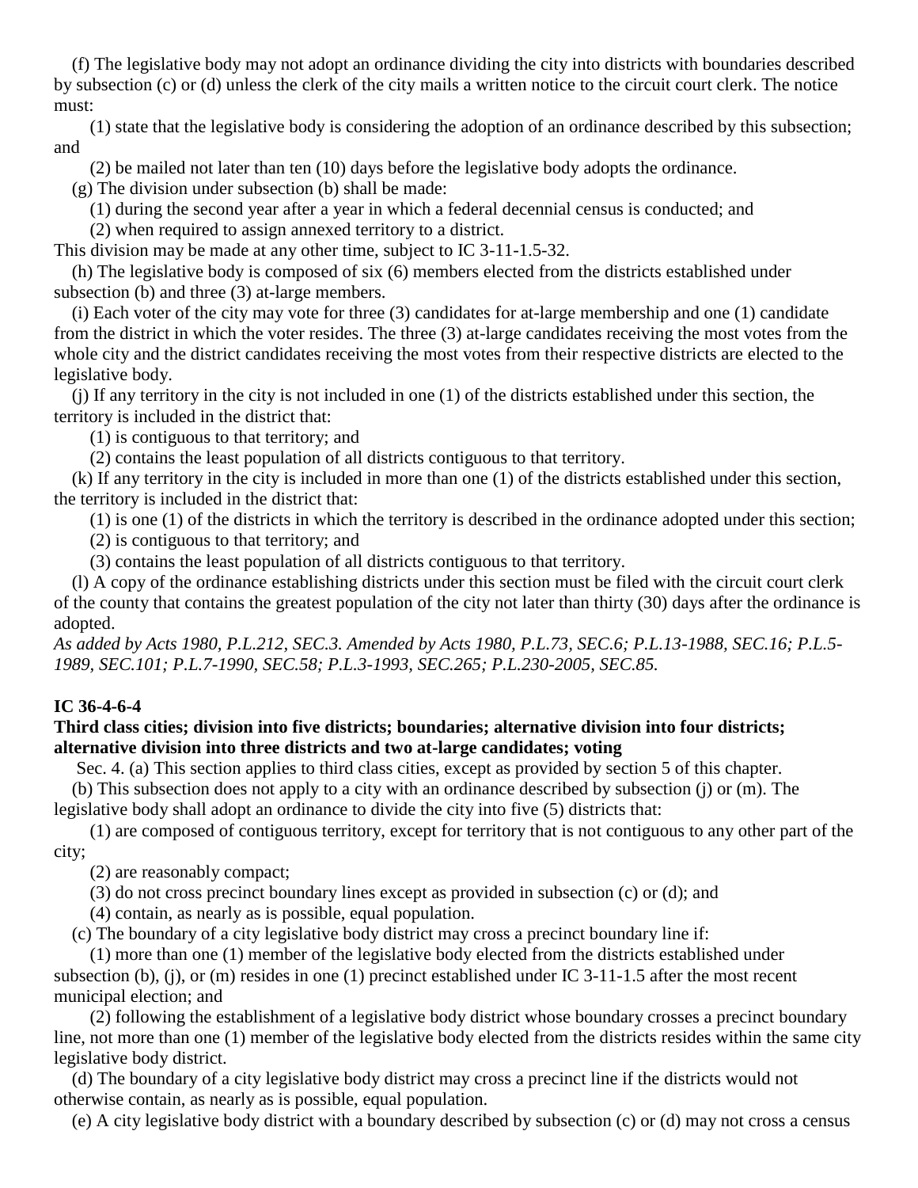(f) The legislative body may not adopt an ordinance dividing the city into districts with boundaries described by subsection (c) or (d) unless the clerk of the city mails a written notice to the circuit court clerk. The notice must:

(1) state that the legislative body is considering the adoption of an ordinance described by this subsection; and

(2) be mailed not later than ten (10) days before the legislative body adopts the ordinance.

(g) The division under subsection (b) shall be made:

(1) during the second year after a year in which a federal decennial census is conducted; and

(2) when required to assign annexed territory to a district.

This division may be made at any other time, subject to IC 3-11-1.5-32.

(h) The legislative body is composed of six (6) members elected from the districts established under subsection (b) and three (3) at-large members.

(i) Each voter of the city may vote for three (3) candidates for at-large membership and one (1) candidate from the district in which the voter resides. The three (3) at-large candidates receiving the most votes from the whole city and the district candidates receiving the most votes from their respective districts are elected to the legislative body.

(j) If any territory in the city is not included in one (1) of the districts established under this section, the territory is included in the district that:

(1) is contiguous to that territory; and

(2) contains the least population of all districts contiguous to that territory.

(k) If any territory in the city is included in more than one (1) of the districts established under this section, the territory is included in the district that:

(1) is one (1) of the districts in which the territory is described in the ordinance adopted under this section;

(2) is contiguous to that territory; and

(3) contains the least population of all districts contiguous to that territory.

(l) A copy of the ordinance establishing districts under this section must be filed with the circuit court clerk of the county that contains the greatest population of the city not later than thirty (30) days after the ordinance is adopted.

*As added by Acts 1980, P.L.212, SEC.3. Amended by Acts 1980, P.L.73, SEC.6; P.L.13-1988, SEC.16; P.L.5-1989, SEC.101; P.L.7-1990, SEC.58; P.L.3-1993, SEC.265; P.L.230-2005, SEC.85.*

**IC 36-4-6-4**

**Third class cities; division into five districts; boundaries; alternative division into four districts; alternative division into three districts and two at-large candidates; voting**

Sec. 4. (a) This section applies to third class cities, except as provided by section 5 of this chapter.

(b) This subsection does not apply to a city with an ordinance described by subsection (j) or (m). The legislative body shall adopt an ordinance to divide the city into five (5) districts that:

(1) are composed of contiguous territory, except for territory that is not contiguous to any other part of the city;

(2) are reasonably compact;

(3) do not cross precinct boundary lines except as provided in subsection (c) or (d); and

(4) contain, as nearly as is possible, equal population.

(c) The boundary of a city legislative body district may cross a precinct boundary line if:

(1) more than one (1) member of the legislative body elected from the districts established under subsection (b), (j), or (m) resides in one (1) precinct established under IC 3-11-1.5 after the most recent municipal election; and

(2) following the establishment of a legislative body district whose boundary crosses a precinct boundary line, not more than one (1) member of the legislative body elected from the districts resides within the same city legislative body district.

(d) The boundary of a city legislative body district may cross a precinct line if the districts would not otherwise contain, as nearly as is possible, equal population.

(e) A city legislative body district with a boundary described by subsection (c) or (d) may not cross a census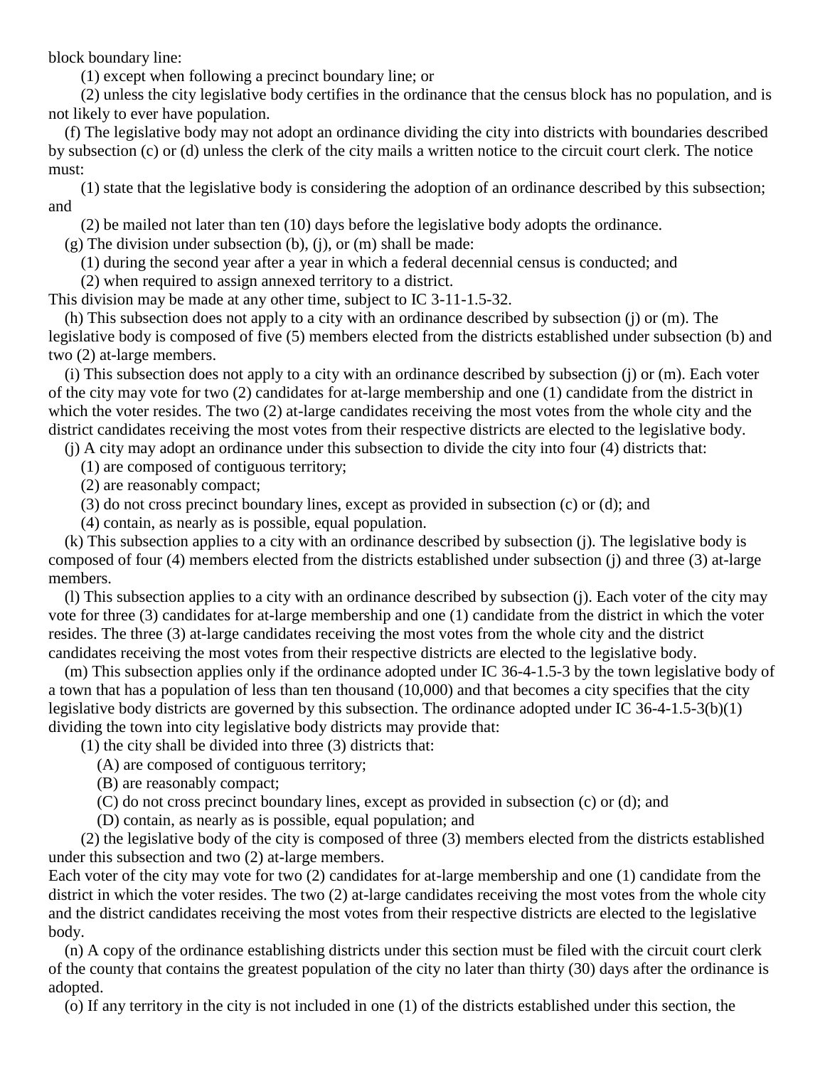block boundary line:

(1) except when following a precinct boundary line; or

(2) unless the city legislative body certifies in the ordinance that the census block has no population, and is not likely to ever have population.

(f) The legislative body may not adopt an ordinance dividing the city into districts with boundaries described by subsection (c) or (d) unless the clerk of the city mails a written notice to the circuit court clerk. The notice must:

(1) state that the legislative body is considering the adoption of an ordinance described by this subsection; and

(2) be mailed not later than ten (10) days before the legislative body adopts the ordinance.

(g) The division under subsection (b), (j), or (m) shall be made:

(1) during the second year after a year in which a federal decennial census is conducted; and

(2) when required to assign annexed territory to a district.

This division may be made at any other time, subject to IC 3-11-1.5-32.

(h) This subsection does not apply to a city with an ordinance described by subsection (j) or (m). The legislative body is composed of five (5) members elected from the districts established under subsection (b) and two (2) at-large members.

(i) This subsection does not apply to a city with an ordinance described by subsection (j) or (m). Each voter of the city may vote for two (2) candidates for at-large membership and one (1) candidate from the district in which the voter resides. The two (2) at-large candidates receiving the most votes from the whole city and the district candidates receiving the most votes from their respective districts are elected to the legislative body.

(j) A city may adopt an ordinance under this subsection to divide the city into four (4) districts that:

(1) are composed of contiguous territory;

(2) are reasonably compact;

(3) do not cross precinct boundary lines, except as provided in subsection (c) or (d); and

(4) contain, as nearly as is possible, equal population.

(k) This subsection applies to a city with an ordinance described by subsection (j). The legislative body is composed of four (4) members elected from the districts established under subsection (j) and three (3) at-large members.

(l) This subsection applies to a city with an ordinance described by subsection (j). Each voter of the city may vote for three (3) candidates for at-large membership and one (1) candidate from the district in which the voter resides. The three (3) at-large candidates receiving the most votes from the whole city and the district candidates receiving the most votes from their respective districts are elected to the legislative body.

(m) This subsection applies only if the ordinance adopted under IC 36-4-1.5-3 by the town legislative body of a town that has a population of less than ten thousand (10,000) and that becomes a city specifies that the city legislative body districts are governed by this subsection. The ordinance adopted under IC 36-4-1.5-3(b)(1) dividing the town into city legislative body districts may provide that:

(1) the city shall be divided into three (3) districts that:

(A) are composed of contiguous territory;

(B) are reasonably compact;

(C) do not cross precinct boundary lines, except as provided in subsection (c) or (d); and

(D) contain, as nearly as is possible, equal population; and

(2) the legislative body of the city is composed of three (3) members elected from the districts established under this subsection and two (2) at-large members.

Each voter of the city may vote for two (2) candidates for at-large membership and one (1) candidate from the district in which the voter resides. The two (2) at-large candidates receiving the most votes from the whole city and the district candidates receiving the most votes from their respective districts are elected to the legislative body.

(n) A copy of the ordinance establishing districts under this section must be filed with the circuit court clerk of the county that contains the greatest population of the city no later than thirty (30) days after the ordinance is adopted.

(o) If any territory in the city is not included in one (1) of the districts established under this section, the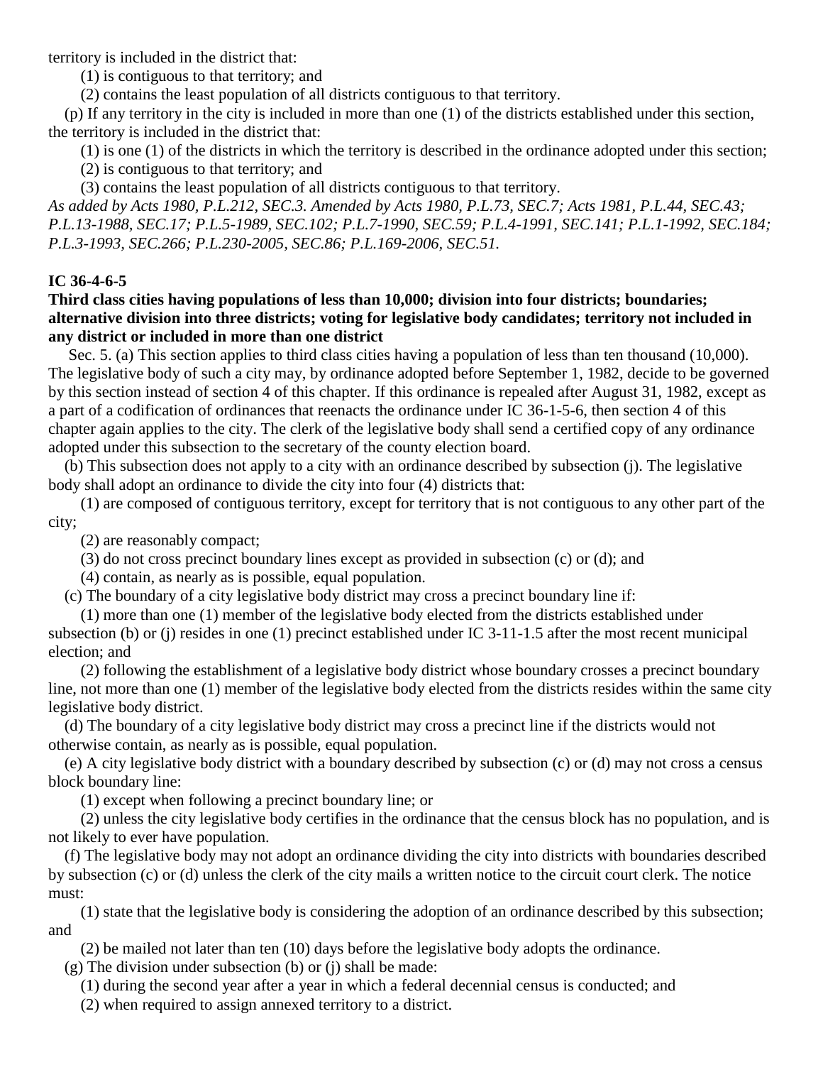territory is included in the district that:

(1) is contiguous to that territory; and

(2) contains the least population of all districts contiguous to that territory.

(p) If any territory in the city is included in more than one (1) of the districts established under this section, the territory is included in the district that:

(1) is one (1) of the districts in which the territory is described in the ordinance adopted under this section;

(2) is contiguous to that territory; and

(3) contains the least population of all districts contiguous to that territory.

*As added by Acts 1980, P.L.212, SEC.3. Amended by Acts 1980, P.L.73, SEC.7; Acts 1981, P.L.44, SEC.43; P.L.13-1988, SEC.17; P.L.5-1989, SEC.102; P.L.7-1990, SEC.59; P.L.4-1991, SEC.141; P.L.1-1992, SEC.184; P.L.3-1993, SEC.266; P.L.230-2005, SEC.86; P.L.169-2006, SEC.51.*

**IC 36-4-6-5**

**Third class cities having populations of less than 10,000; division into four districts; boundaries; alternative division into three districts; voting for legislative body candidates; territory not included in any district or included in more than one district**

Sec. 5. (a) This section applies to third class cities having a population of less than ten thousand (10,000). The legislative body of such a city may, by ordinance adopted before September 1, 1982, decide to be governed by this section instead of section 4 of this chapter. If this ordinance is repealed after August 31, 1982, except as a part of a codification of ordinances that reenacts the ordinance under IC 36-1-5-6, then section 4 of this chapter again applies to the city. The clerk of the legislative body shall send a certified copy of any ordinance adopted under this subsection to the secretary of the county election board.

(b) This subsection does not apply to a city with an ordinance described by subsection (j). The legislative body shall adopt an ordinance to divide the city into four (4) districts that:

(1) are composed of contiguous territory, except for territory that is not contiguous to any other part of the city;

(2) are reasonably compact;

(3) do not cross precinct boundary lines except as provided in subsection (c) or (d); and

(4) contain, as nearly as is possible, equal population.

(c) The boundary of a city legislative body district may cross a precinct boundary line if:

(1) more than one (1) member of the legislative body elected from the districts established under subsection (b) or (j) resides in one (1) precinct established under IC 3-11-1.5 after the most recent municipal election; and

(2) following the establishment of a legislative body district whose boundary crosses a precinct boundary line, not more than one (1) member of the legislative body elected from the districts resides within the same city legislative body district.

(d) The boundary of a city legislative body district may cross a precinct line if the districts would not otherwise contain, as nearly as is possible, equal population.

(e) A city legislative body district with a boundary described by subsection (c) or (d) may not cross a census block boundary line:

(1) except when following a precinct boundary line; or

(2) unless the city legislative body certifies in the ordinance that the census block has no population, and is not likely to ever have population.

(f) The legislative body may not adopt an ordinance dividing the city into districts with boundaries described by subsection (c) or (d) unless the clerk of the city mails a written notice to the circuit court clerk. The notice must:

(1) state that the legislative body is considering the adoption of an ordinance described by this subsection; and

(2) be mailed not later than ten (10) days before the legislative body adopts the ordinance.

(g) The division under subsection (b) or (j) shall be made:

(1) during the second year after a year in which a federal decennial census is conducted; and

(2) when required to assign annexed territory to a district.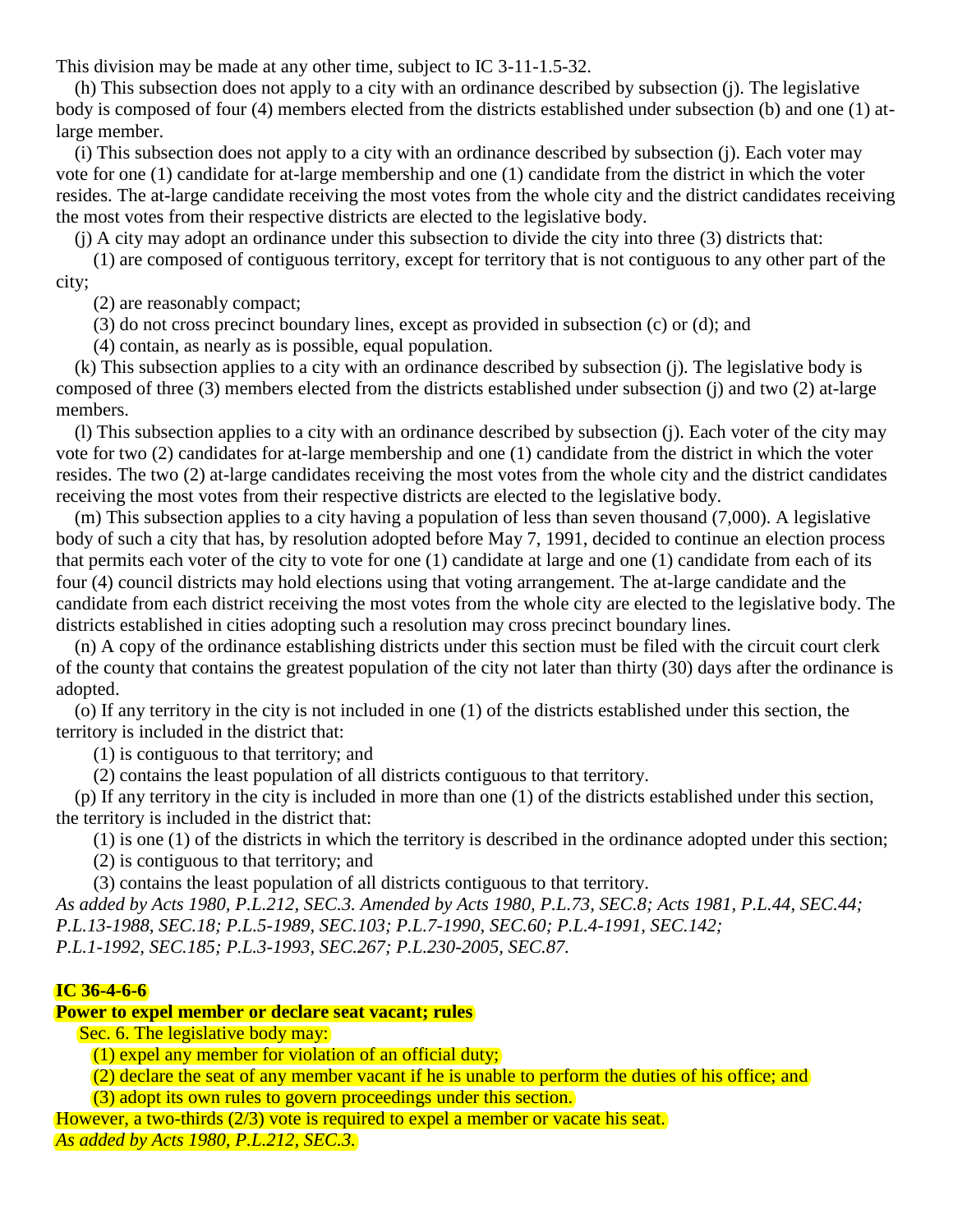This division may be made at any other time, subject to IC 3-11-1.5-32.

(h) This subsection does not apply to a city with an ordinance described by subsection (j). The legislative body is composed of four (4) members elected from the districts established under subsection (b) and one (1) at-large member.

(i) This subsection does not apply to a city with an ordinance described by subsection (j). Each voter may vote for one (1) candidate for at-large membership and one (1) candidate from the district in which the voter resides. The at-large candidate receiving the most votes from the whole city and the district candidates receiving the most votes from their respective districts are elected to the legislative body.

(j) A city may adopt an ordinance under this subsection to divide the city into three (3) districts that:

(1) are composed of contiguous territory, except for territory that is not contiguous to any other part of the city;

(2) are reasonably compact;

(3) do not cross precinct boundary lines, except as provided in subsection (c) or (d); and

(4) contain, as nearly as is possible, equal population.

(k) This subsection applies to a city with an ordinance described by subsection (j). The legislative body is composed of three (3) members elected from the districts established under subsection (j) and two (2) at-large members.

(l) This subsection applies to a city with an ordinance described by subsection (j). Each voter of the city may vote for two (2) candidates for at-large membership and one (1) candidate from the district in which the voter resides. The two (2) at-large candidates receiving the most votes from the whole city and the district candidates receiving the most votes from their respective districts are elected to the legislative body.

(m) This subsection applies to a city having a population of less than seven thousand (7,000). A legislative body of such a city that has, by resolution adopted before May 7, 1991, decided to continue an election process that permits each voter of the city to vote for one (1) candidate at large and one (1) candidate from each of its four (4) council districts may hold elections using that voting arrangement. The at-large candidate and the candidate from each district receiving the most votes from the whole city are elected to the legislative body. The districts established in cities adopting such a resolution may cross precinct boundary lines.

(n) A copy of the ordinance establishing districts under this section must be filed with the circuit court clerk of the county that contains the greatest population of the city not later than thirty (30) days after the ordinance is adopted.

(o) If any territory in the city is not included in one (1) of the districts established under this section, the territory is included in the district that:

(1) is contiguous to that territory; and

(2) contains the least population of all districts contiguous to that territory.

(p) If any territory in the city is included in more than one (1) of the districts established under this section, the territory is included in the district that:

(1) is one (1) of the districts in which the territory is described in the ordinance adopted under this section;

(2) is contiguous to that territory; and

(3) contains the least population of all districts contiguous to that territory.

*As added by Acts 1980, P.L.212, SEC.3. Amended by Acts 1980, P.L.73, SEC.8; Acts 1981, P.L.44, SEC.44; P.L.13-1988, SEC.18; P.L.5-1989, SEC.103; P.L.7-1990, SEC.60; P.L.4-1991, SEC.142; P.L.1-1992, SEC.185; P.L.3-1993, SEC.267; P.L.230-2005, SEC.87.*

**IC 36-4-6-6**

**Power to expel member or declare seat vacant; rules**

Sec. 6. The legislative body may:

(1) expel any member for violation of an official duty;

(2) declare the seat of any member vacant if he is unable to perform the duties of his office; and

(3) adopt its own rules to govern proceedings under this section.

However, a two-thirds (2/3) vote is required to expel a member or vacate his seat.

*As added by Acts 1980, P.L.212, SEC.3.*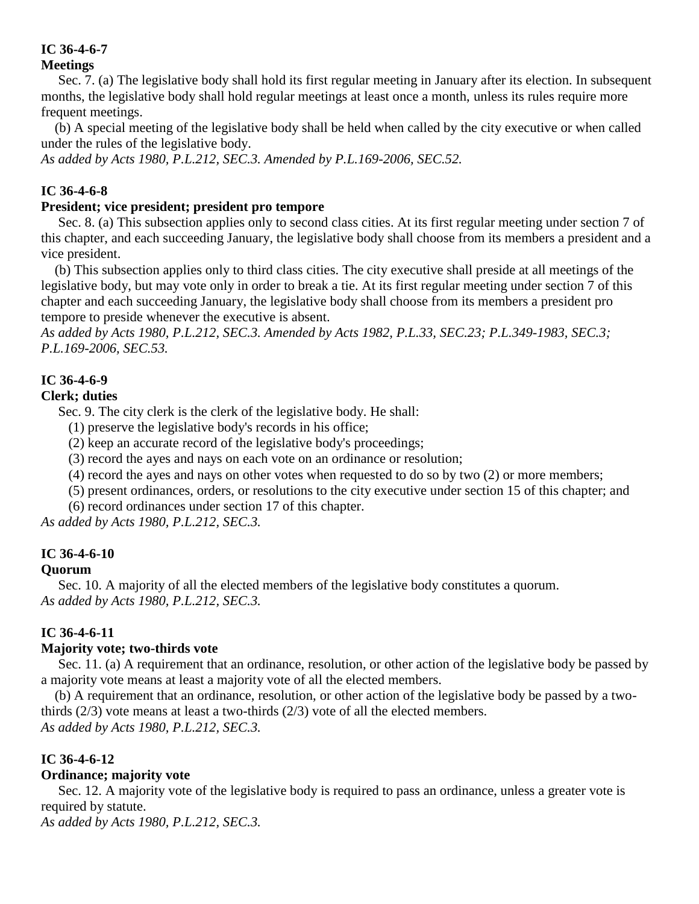**IC 36-4-6-7**
**Meetings**

Sec. 7. (a) The legislative body shall hold its first regular meeting in January after its election. In subsequent months, the legislative body shall hold regular meetings at least once a month, unless its rules require more frequent meetings.

(b) A special meeting of the legislative body shall be held when called by the city executive or when called under the rules of the legislative body.

*As added by Acts 1980, P.L.212, SEC.3. Amended by P.L.169-2006, SEC.52.*

**IC 36-4-6-8**
**President; vice president; president pro tempore**

Sec. 8. (a) This subsection applies only to second class cities. At its first regular meeting under section 7 of this chapter, and each succeeding January, the legislative body shall choose from its members a president and a vice president.

(b) This subsection applies only to third class cities. The city executive shall preside at all meetings of the legislative body, but may vote only in order to break a tie. At its first regular meeting under section 7 of this chapter and each succeeding January, the legislative body shall choose from its members a president pro tempore to preside whenever the executive is absent.

*As added by Acts 1980, P.L.212, SEC.3. Amended by Acts 1982, P.L.33, SEC.23; P.L.349-1983, SEC.3; P.L.169-2006, SEC.53.*

**IC 36-4-6-9**
**Clerk; duties**

Sec. 9. The city clerk is the clerk of the legislative body. He shall:

(1) preserve the legislative body's records in his office;
(2) keep an accurate record of the legislative body's proceedings;
(3) record the ayes and nays on each vote on an ordinance or resolution;
(4) record the ayes and nays on other votes when requested to do so by two (2) or more members;
(5) present ordinances, orders, or resolutions to the city executive under section 15 of this chapter; and
(6) record ordinances under section 17 of this chapter.

*As added by Acts 1980, P.L.212, SEC.3.*

**IC 36-4-6-10**
**Quorum**

Sec. 10. A majority of all the elected members of the legislative body constitutes a quorum.

*As added by Acts 1980, P.L.212, SEC.3.*

**IC 36-4-6-11**
**Majority vote; two-thirds vote**

Sec. 11. (a) A requirement that an ordinance, resolution, or other action of the legislative body be passed by a majority vote means at least a majority vote of all the elected members.

(b) A requirement that an ordinance, resolution, or other action of the legislative body be passed by a two-thirds (2/3) vote means at least a two-thirds (2/3) vote of all the elected members.

*As added by Acts 1980, P.L.212, SEC.3.*

**IC 36-4-6-12**
**Ordinance; majority vote**

Sec. 12. A majority vote of the legislative body is required to pass an ordinance, unless a greater vote is required by statute.

*As added by Acts 1980, P.L.212, SEC.3.*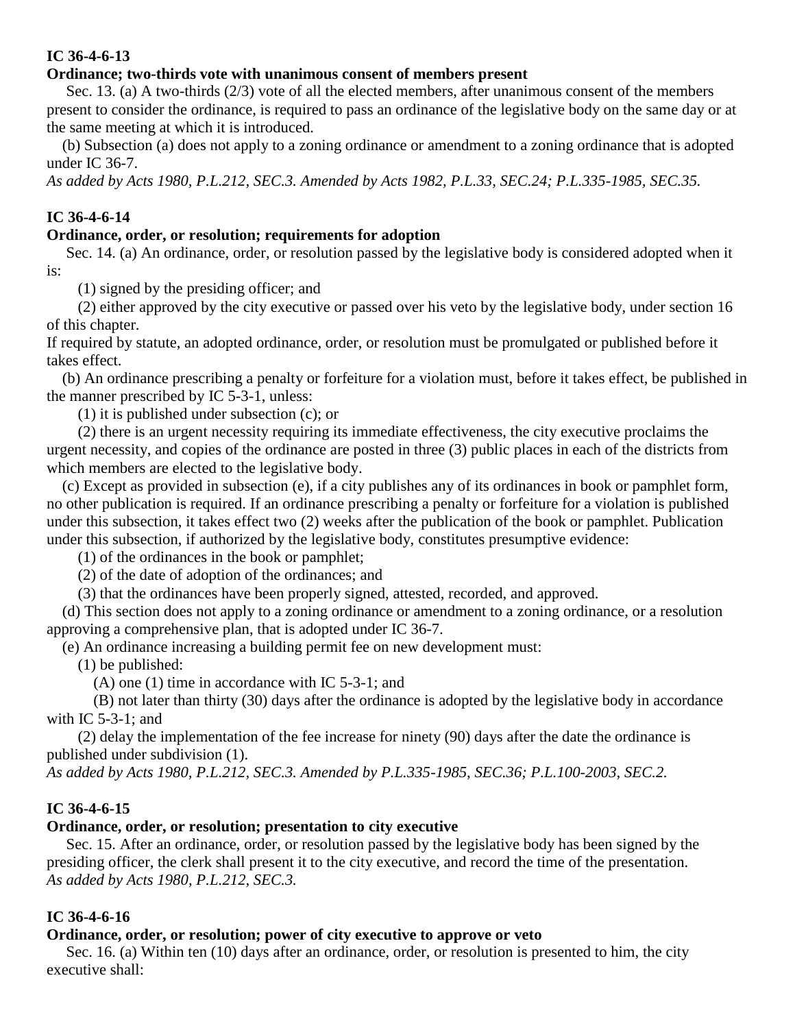**IC 36-4-6-13**

**Ordinance; two-thirds vote with unanimous consent of members present**

Sec. 13. (a) A two-thirds (2/3) vote of all the elected members, after unanimous consent of the members present to consider the ordinance, is required to pass an ordinance of the legislative body on the same day or at the same meeting at which it is introduced.

(b) Subsection (a) does not apply to a zoning ordinance or amendment to a zoning ordinance that is adopted under IC 36-7.

*As added by Acts 1980, P.L.212, SEC.3. Amended by Acts 1982, P.L.33, SEC.24; P.L.335-1985, SEC.35.*

**IC 36-4-6-14**

**Ordinance, order, or resolution; requirements for adoption**

Sec. 14. (a) An ordinance, order, or resolution passed by the legislative body is considered adopted when it is:

(1) signed by the presiding officer; and

(2) either approved by the city executive or passed over his veto by the legislative body, under section 16 of this chapter.

If required by statute, an adopted ordinance, order, or resolution must be promulgated or published before it takes effect.

(b) An ordinance prescribing a penalty or forfeiture for a violation must, before it takes effect, be published in the manner prescribed by IC 5-3-1, unless:

(1) it is published under subsection (c); or

(2) there is an urgent necessity requiring its immediate effectiveness, the city executive proclaims the urgent necessity, and copies of the ordinance are posted in three (3) public places in each of the districts from which members are elected to the legislative body.

(c) Except as provided in subsection (e), if a city publishes any of its ordinances in book or pamphlet form, no other publication is required. If an ordinance prescribing a penalty or forfeiture for a violation is published under this subsection, it takes effect two (2) weeks after the publication of the book or pamphlet. Publication under this subsection, if authorized by the legislative body, constitutes presumptive evidence:

(1) of the ordinances in the book or pamphlet;

(2) of the date of adoption of the ordinances; and

(3) that the ordinances have been properly signed, attested, recorded, and approved.

(d) This section does not apply to a zoning ordinance or amendment to a zoning ordinance, or a resolution approving a comprehensive plan, that is adopted under IC 36-7.

(e) An ordinance increasing a building permit fee on new development must:

(1) be published:

(A) one (1) time in accordance with IC 5-3-1; and

(B) not later than thirty (30) days after the ordinance is adopted by the legislative body in accordance with IC 5-3-1; and

(2) delay the implementation of the fee increase for ninety (90) days after the date the ordinance is published under subdivision (1).

*As added by Acts 1980, P.L.212, SEC.3. Amended by P.L.335-1985, SEC.36; P.L.100-2003, SEC.2.*

**IC 36-4-6-15**

**Ordinance, order, or resolution; presentation to city executive**

Sec. 15. After an ordinance, order, or resolution passed by the legislative body has been signed by the presiding officer, the clerk shall present it to the city executive, and record the time of the presentation.

*As added by Acts 1980, P.L.212, SEC.3.*

**IC 36-4-6-16**

**Ordinance, order, or resolution; power of city executive to approve or veto**

Sec. 16. (a) Within ten (10) days after an ordinance, order, or resolution is presented to him, the city executive shall: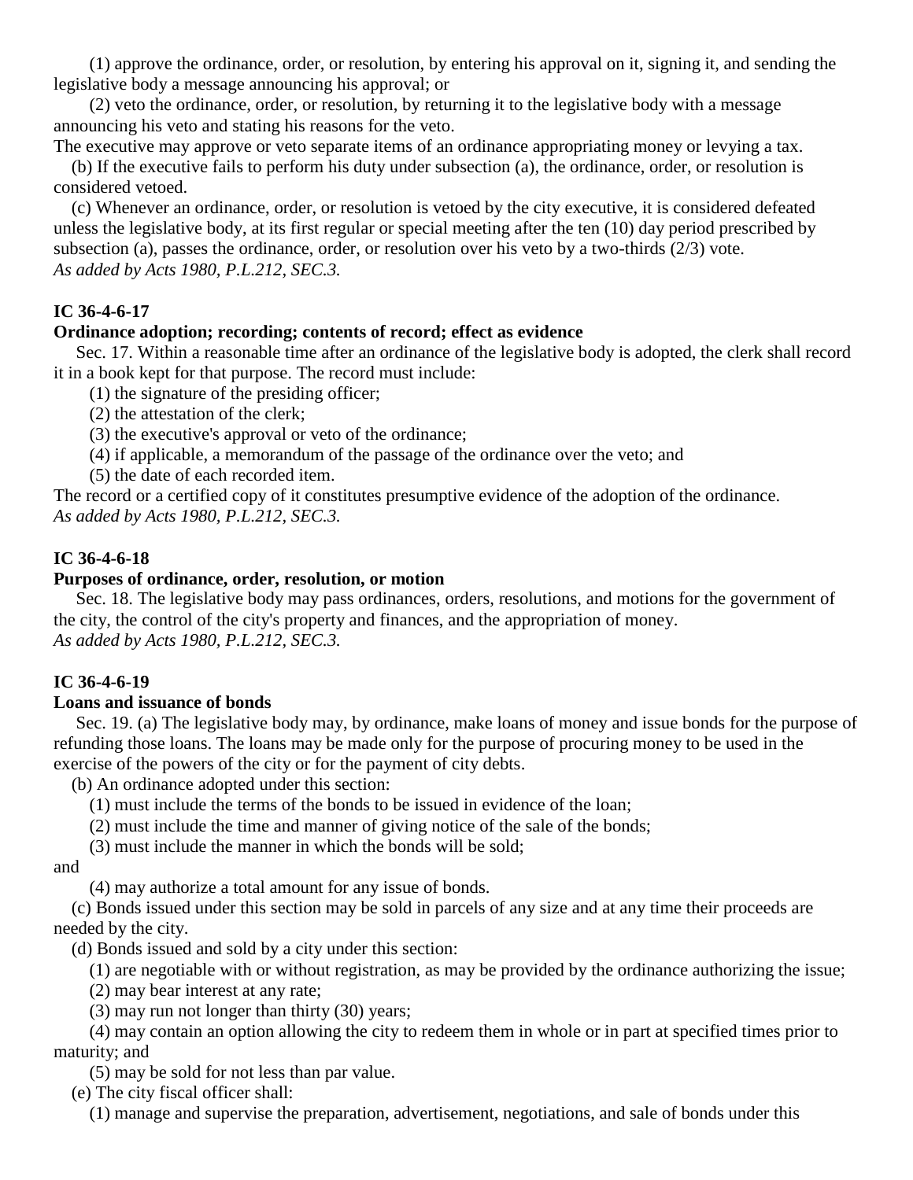(1) approve the ordinance, order, or resolution, by entering his approval on it, signing it, and sending the legislative body a message announcing his approval; or

(2) veto the ordinance, order, or resolution, by returning it to the legislative body with a message announcing his veto and stating his reasons for the veto.

The executive may approve or veto separate items of an ordinance appropriating money or levying a tax.

(b) If the executive fails to perform his duty under subsection (a), the ordinance, order, or resolution is considered vetoed.

(c) Whenever an ordinance, order, or resolution is vetoed by the city executive, it is considered defeated unless the legislative body, at its first regular or special meeting after the ten (10) day period prescribed by subsection (a), passes the ordinance, order, or resolution over his veto by a two-thirds (2/3) vote.

*As added by Acts 1980, P.L.212, SEC.3.*

**IC 36-4-6-17**

**Ordinance adoption; recording; contents of record; effect as evidence**

Sec. 17. Within a reasonable time after an ordinance of the legislative body is adopted, the clerk shall record it in a book kept for that purpose. The record must include:

(1) the signature of the presiding officer;

(2) the attestation of the clerk;

(3) the executive's approval or veto of the ordinance;

(4) if applicable, a memorandum of the passage of the ordinance over the veto; and

(5) the date of each recorded item.

The record or a certified copy of it constitutes presumptive evidence of the adoption of the ordinance.

*As added by Acts 1980, P.L.212, SEC.3.*

**IC 36-4-6-18**

**Purposes of ordinance, order, resolution, or motion**

Sec. 18. The legislative body may pass ordinances, orders, resolutions, and motions for the government of the city, the control of the city's property and finances, and the appropriation of money.

*As added by Acts 1980, P.L.212, SEC.3.*

**IC 36-4-6-19**

**Loans and issuance of bonds**

Sec. 19. (a) The legislative body may, by ordinance, make loans of money and issue bonds for the purpose of refunding those loans. The loans may be made only for the purpose of procuring money to be used in the exercise of the powers of the city or for the payment of city debts.

(b) An ordinance adopted under this section:

(1) must include the terms of the bonds to be issued in evidence of the loan;

(2) must include the time and manner of giving notice of the sale of the bonds;

(3) must include the manner in which the bonds will be sold;

and

(4) may authorize a total amount for any issue of bonds.

(c) Bonds issued under this section may be sold in parcels of any size and at any time their proceeds are needed by the city.

(d) Bonds issued and sold by a city under this section:

(1) are negotiable with or without registration, as may be provided by the ordinance authorizing the issue;

(2) may bear interest at any rate;

(3) may run not longer than thirty (30) years;

(4) may contain an option allowing the city to redeem them in whole or in part at specified times prior to maturity; and

(5) may be sold for not less than par value.

(e) The city fiscal officer shall:

(1) manage and supervise the preparation, advertisement, negotiations, and sale of bonds under this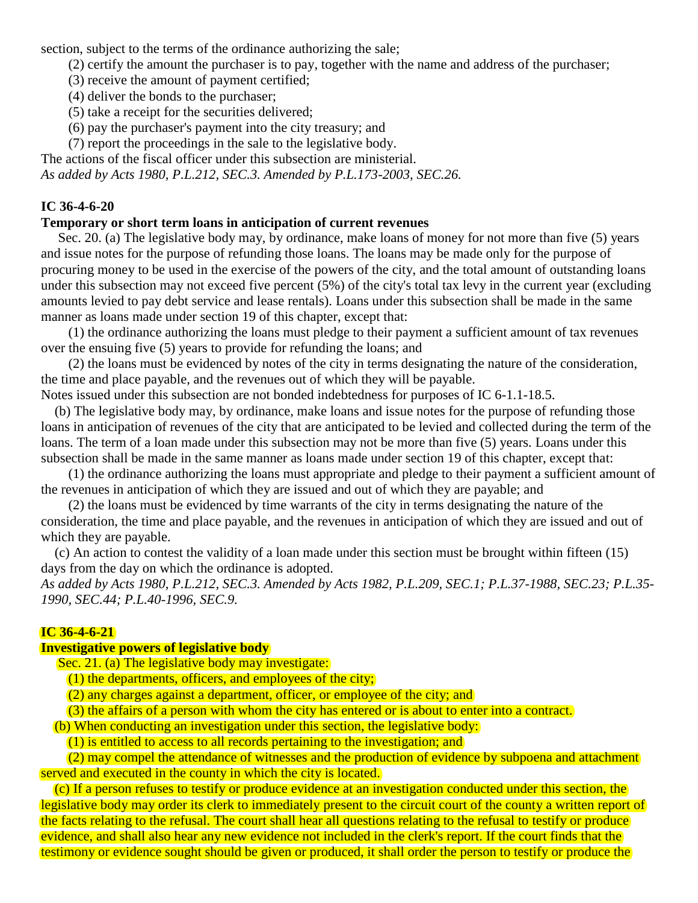section, subject to the terms of the ordinance authorizing the sale;

(2) certify the amount the purchaser is to pay, together with the name and address of the purchaser;

(3) receive the amount of payment certified;

(4) deliver the bonds to the purchaser;

(5) take a receipt for the securities delivered;

(6) pay the purchaser's payment into the city treasury; and

(7) report the proceedings in the sale to the legislative body.

The actions of the fiscal officer under this subsection are ministerial.

*As added by Acts 1980, P.L.212, SEC.3. Amended by P.L.173-2003, SEC.26.*

**IC 36-4-6-20**

**Temporary or short term loans in anticipation of current revenues**

Sec. 20. (a) The legislative body may, by ordinance, make loans of money for not more than five (5) years and issue notes for the purpose of refunding those loans. The loans may be made only for the purpose of procuring money to be used in the exercise of the powers of the city, and the total amount of outstanding loans under this subsection may not exceed five percent (5%) of the city's total tax levy in the current year (excluding amounts levied to pay debt service and lease rentals). Loans under this subsection shall be made in the same manner as loans made under section 19 of this chapter, except that:

(1) the ordinance authorizing the loans must pledge to their payment a sufficient amount of tax revenues over the ensuing five (5) years to provide for refunding the loans; and

(2) the loans must be evidenced by notes of the city in terms designating the nature of the consideration, the time and place payable, and the revenues out of which they will be payable.

Notes issued under this subsection are not bonded indebtedness for purposes of IC 6-1.1-18.5.

(b) The legislative body may, by ordinance, make loans and issue notes for the purpose of refunding those loans in anticipation of revenues of the city that are anticipated to be levied and collected during the term of the loans. The term of a loan made under this subsection may not be more than five (5) years. Loans under this subsection shall be made in the same manner as loans made under section 19 of this chapter, except that:

(1) the ordinance authorizing the loans must appropriate and pledge to their payment a sufficient amount of the revenues in anticipation of which they are issued and out of which they are payable; and

(2) the loans must be evidenced by time warrants of the city in terms designating the nature of the consideration, the time and place payable, and the revenues in anticipation of which they are issued and out of which they are payable.

(c) An action to contest the validity of a loan made under this section must be brought within fifteen (15) days from the day on which the ordinance is adopted.

*As added by Acts 1980, P.L.212, SEC.3. Amended by Acts 1982, P.L.209, SEC.1; P.L.37-1988, SEC.23; P.L.35-1990, SEC.44; P.L.40-1996, SEC.9.*

**IC 36-4-6-21**

**Investigative powers of legislative body**

Sec. 21. (a) The legislative body may investigate:

(1) the departments, officers, and employees of the city;

(2) any charges against a department, officer, or employee of the city; and

(3) the affairs of a person with whom the city has entered or is about to enter into a contract.

(b) When conducting an investigation under this section, the legislative body:

(1) is entitled to access to all records pertaining to the investigation; and

(2) may compel the attendance of witnesses and the production of evidence by subpoena and attachment served and executed in the county in which the city is located.

(c) If a person refuses to testify or produce evidence at an investigation conducted under this section, the legislative body may order its clerk to immediately present to the circuit court of the county a written report of the facts relating to the refusal. The court shall hear all questions relating to the refusal to testify or produce evidence, and shall also hear any new evidence not included in the clerk's report. If the court finds that the testimony or evidence sought should be given or produced, it shall order the person to testify or produce the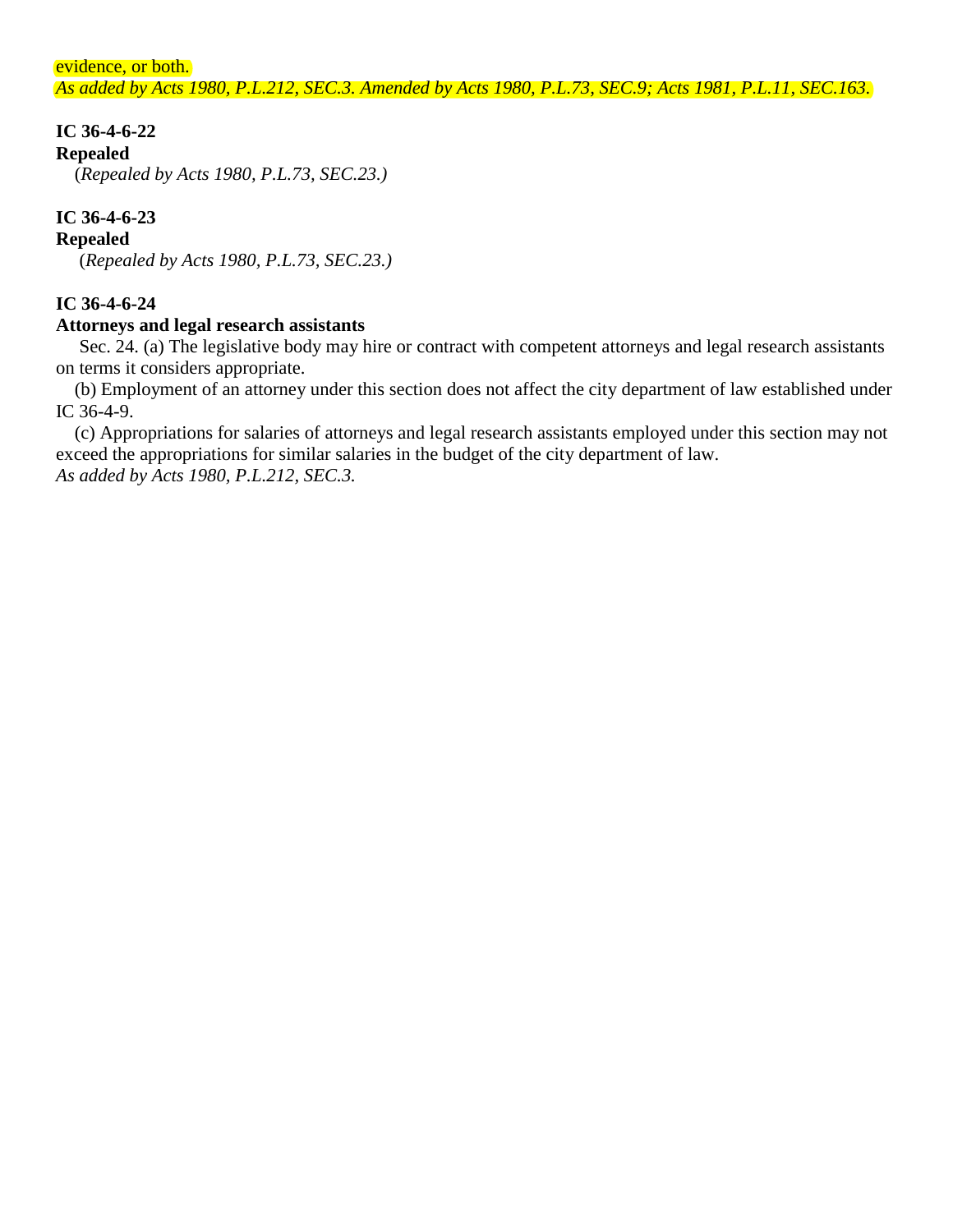evidence, or both.

*As added by Acts 1980, P.L.212, SEC.3. Amended by Acts 1980, P.L.73, SEC.9; Acts 1981, P.L.11, SEC.163.*

**IC 36-4-6-22**
**Repealed**

(*Repealed by Acts 1980, P.L.73, SEC.23.)*

**IC 36-4-6-23**
**Repealed**

(*Repealed by Acts 1980, P.L.73, SEC.23.)*

**IC 36-4-6-24**
**Attorneys and legal research assistants**

Sec. 24. (a) The legislative body may hire or contract with competent attorneys and legal research assistants on terms it considers appropriate.

(b) Employment of an attorney under this section does not affect the city department of law established under IC 36-4-9.

(c) Appropriations for salaries of attorneys and legal research assistants employed under this section may not exceed the appropriations for similar salaries in the budget of the city department of law.

*As added by Acts 1980, P.L.212, SEC.3.*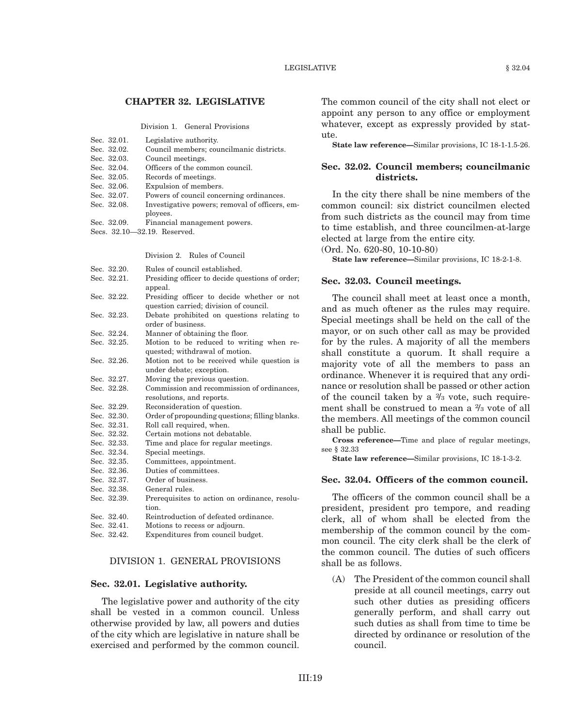## CHAPTER 32. LEGISLATIVE

Division 1. General Provisions

Sec. 32.01. Legislative authority.
Sec. 32.02. Council members; councilmanic districts.
Sec. 32.03. Council meetings.
Sec. 32.04. Officers of the common council.
Sec. 32.05. Records of meetings.
Sec. 32.06. Expulsion of members.
Sec. 32.07. Powers of council concerning ordinances.
Sec. 32.08. Investigative powers; removal of officers, employees.
Sec. 32.09. Financial management powers.
Secs. 32.10—32.19. Reserved.

Division 2. Rules of Council

Sec. 32.20. Rules of council established.
Sec. 32.21. Presiding officer to decide questions of order; appeal.
Sec. 32.22. Presiding officer to decide whether or not question carried; division of council.
Sec. 32.23. Debate prohibited on questions relating to order of business.
Sec. 32.24. Manner of obtaining the floor.
Sec. 32.25. Motion to be reduced to writing when requested; withdrawal of motion.
Sec. 32.26. Motion not to be received while question is under debate; exception.
Sec. 32.27. Moving the previous question.
Sec. 32.28. Commission and recommission of ordinances, resolutions, and reports.
Sec. 32.29. Reconsideration of question.
Sec. 32.30. Order of propounding questions; filling blanks.
Sec. 32.31. Roll call required, when.
Sec. 32.32. Certain motions not debatable.
Sec. 32.33. Time and place for regular meetings.
Sec. 32.34. Special meetings.
Sec. 32.35. Committees, appointment.
Sec. 32.36. Duties of committees.
Sec. 32.37. Order of business.
Sec. 32.38. General rules.
Sec. 32.39. Prerequisites to action on ordinance, resolution.
Sec. 32.40. Reintroduction of defeated ordinance.
Sec. 32.41. Motions to recess or adjourn.
Sec. 32.42. Expenditures from council budget.

### DIVISION 1. GENERAL PROVISIONS

### Sec. 32.01. Legislative authority.

The legislative power and authority of the city shall be vested in a common council. Unless otherwise provided by law, all powers and duties of the city which are legislative in nature shall be exercised and performed by the common council. The common council of the city shall not elect or appoint any person to any office or employment whatever, except as expressly provided by statute.

**State law reference—**Similar provisions, IC 18-1-1.5-26.

### Sec. 32.02. Council members; councilmanic districts.

In the city there shall be nine members of the common council: six district councilmen elected from such districts as the council may from time to time establish, and three councilmen-at-large elected at large from the entire city.

(Ord. No. 620-80, 10-10-80)

**State law reference—**Similar provisions, IC 18-2-1-8.

### Sec. 32.03. Council meetings.

The council shall meet at least once a month, and as much oftener as the rules may require. Special meetings shall be held on the call of the mayor, or on such other call as may be provided for by the rules. A majority of all the members shall constitute a quorum. It shall require a majority vote of all the members to pass an ordinance. Whenever it is required that any ordinance or resolution shall be passed or other action of the council taken by a ⅔ vote, such requirement shall be construed to mean a ⅔ vote of all the members. All meetings of the common council shall be public.

**Cross reference—**Time and place of regular meetings, see § 32.33

**State law reference—**Similar provisions, IC 18-1-3-2.

### Sec. 32.04. Officers of the common council.

The officers of the common council shall be a president, president pro tempore, and reading clerk, all of whom shall be elected from the membership of the common council by the common council. The city clerk shall be the clerk of the common council. The duties of such officers shall be as follows.

(A) The President of the common council shall preside at all council meetings, carry out such other duties as presiding officers generally perform, and shall carry out such duties as shall from time to time be directed by ordinance or resolution of the council.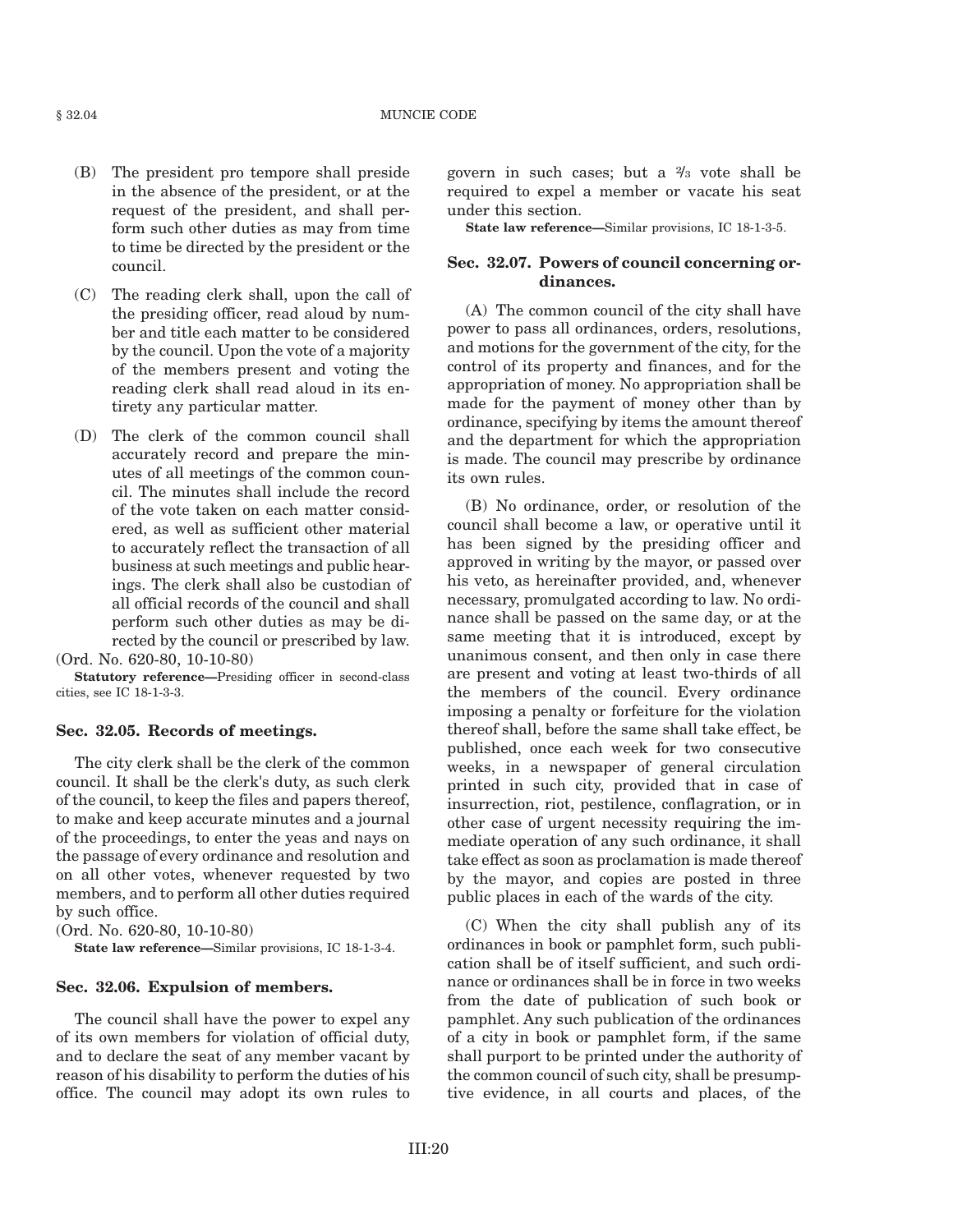(B) The president pro tempore shall preside in the absence of the president, or at the request of the president, and shall perform such other duties as may from time to time be directed by the president or the council.

(C) The reading clerk shall, upon the call of the presiding officer, read aloud by number and title each matter to be considered by the council. Upon the vote of a majority of the members present and voting the reading clerk shall read aloud in its entirety any particular matter.

(D) The clerk of the common council shall accurately record and prepare the minutes of all meetings of the common council. The minutes shall include the record of the vote taken on each matter considered, as well as sufficient other material to accurately reflect the transaction of all business at such meetings and public hearings. The clerk shall also be custodian of all official records of the council and shall perform such other duties as may be directed by the council or prescribed by law.

(Ord. No. 620-80, 10-10-80)

**Statutory reference—**Presiding officer in second-class cities, see IC 18-1-3-3.

### Sec. 32.05. Records of meetings.

The city clerk shall be the clerk of the common council. It shall be the clerk's duty, as such clerk of the council, to keep the files and papers thereof, to make and keep accurate minutes and a journal of the proceedings, to enter the yeas and nays on the passage of every ordinance and resolution and on all other votes, whenever requested by two members, and to perform all other duties required by such office.

(Ord. No. 620-80, 10-10-80)

**State law reference—**Similar provisions, IC 18-1-3-4.

### Sec. 32.06. Expulsion of members.

The council shall have the power to expel any of its own members for violation of official duty, and to declare the seat of any member vacant by reason of his disability to perform the duties of his office. The council may adopt its own rules to govern in such cases; but a ⅔ vote shall be required to expel a member or vacate his seat under this section.

**State law reference—**Similar provisions, IC 18-1-3-5.

### Sec. 32.07. Powers of council concerning ordinances.

(A) The common council of the city shall have power to pass all ordinances, orders, resolutions, and motions for the government of the city, for the control of its property and finances, and for the appropriation of money. No appropriation shall be made for the payment of money other than by ordinance, specifying by items the amount thereof and the department for which the appropriation is made. The council may prescribe by ordinance its own rules.

(B) No ordinance, order, or resolution of the council shall become a law, or operative until it has been signed by the presiding officer and approved in writing by the mayor, or passed over his veto, as hereinafter provided, and, whenever necessary, promulgated according to law. No ordinance shall be passed on the same day, or at the same meeting that it is introduced, except by unanimous consent, and then only in case there are present and voting at least two-thirds of all the members of the council. Every ordinance imposing a penalty or forfeiture for the violation thereof shall, before the same shall take effect, be published, once each week for two consecutive weeks, in a newspaper of general circulation printed in such city, provided that in case of insurrection, riot, pestilence, conflagration, or in other case of urgent necessity requiring the immediate operation of any such ordinance, it shall take effect as soon as proclamation is made thereof by the mayor, and copies are posted in three public places in each of the wards of the city.

(C) When the city shall publish any of its ordinances in book or pamphlet form, such publication shall be of itself sufficient, and such ordinance or ordinances shall be in force in two weeks from the date of publication of such book or pamphlet. Any such publication of the ordinances of a city in book or pamphlet form, if the same shall purport to be printed under the authority of the common council of such city, shall be presumptive evidence, in all courts and places, of the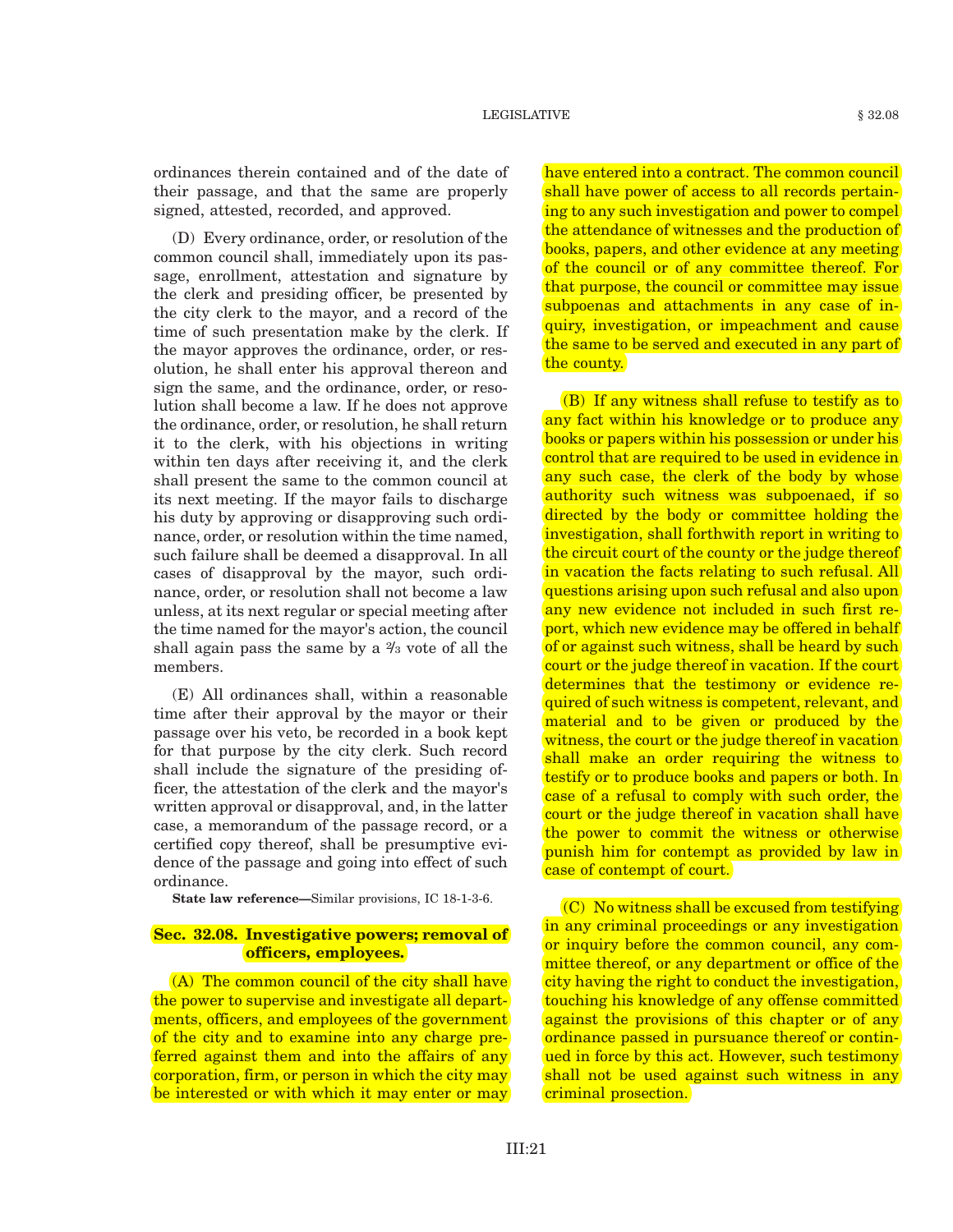ordinances therein contained and of the date of their passage, and that the same are properly signed, attested, recorded, and approved.

(D) Every ordinance, order, or resolution of the common council shall, immediately upon its passage, enrollment, attestation and signature by the clerk and presiding officer, be presented by the city clerk to the mayor, and a record of the time of such presentation make by the clerk. If the mayor approves the ordinance, order, or resolution, he shall enter his approval thereon and sign the same, and the ordinance, order, or resolution shall become a law. If he does not approve the ordinance, order, or resolution, he shall return it to the clerk, with his objections in writing within ten days after receiving it, and the clerk shall present the same to the common council at its next meeting. If the mayor fails to discharge his duty by approving or disapproving such ordinance, order, or resolution within the time named, such failure shall be deemed a disapproval. In all cases of disapproval by the mayor, such ordinance, order, or resolution shall not become a law unless, at its next regular or special meeting after the time named for the mayor's action, the council shall again pass the same by a ⅔ vote of all the members.

(E) All ordinances shall, within a reasonable time after their approval by the mayor or their passage over his veto, be recorded in a book kept for that purpose by the city clerk. Such record shall include the signature of the presiding officer, the attestation of the clerk and the mayor's written approval or disapproval, and, in the latter case, a memorandum of the passage record, or a certified copy thereof, shall be presumptive evidence of the passage and going into effect of such ordinance.

**State law reference—**Similar provisions, IC 18-1-3-6.

### Sec. 32.08. Investigative powers; removal of officers, employees.

(A) The common council of the city shall have the power to supervise and investigate all departments, officers, and employees of the government of the city and to examine into any charge preferred against them and into the affairs of any corporation, firm, or person in which the city may be interested or with which it may enter or may have entered into a contract. The common council shall have power of access to all records pertaining to any such investigation and power to compel the attendance of witnesses and the production of books, papers, and other evidence at any meeting of the council or of any committee thereof. For that purpose, the council or committee may issue subpoenas and attachments in any case of inquiry, investigation, or impeachment and cause the same to be served and executed in any part of the county.

(B) If any witness shall refuse to testify as to any fact within his knowledge or to produce any books or papers within his possession or under his control that are required to be used in evidence in any such case, the clerk of the body by whose authority such witness was subpoenaed, if so directed by the body or committee holding the investigation, shall forthwith report in writing to the circuit court of the county or the judge thereof in vacation the facts relating to such refusal. All questions arising upon such refusal and also upon any new evidence not included in such first report, which new evidence may be offered in behalf of or against such witness, shall be heard by such court or the judge thereof in vacation. If the court determines that the testimony or evidence required of such witness is competent, relevant, and material and to be given or produced by the witness, the court or the judge thereof in vacation shall make an order requiring the witness to testify or to produce books and papers or both. In case of a refusal to comply with such order, the court or the judge thereof in vacation shall have the power to commit the witness or otherwise punish him for contempt as provided by law in case of contempt of court.

(C) No witness shall be excused from testifying in any criminal proceedings or any investigation or inquiry before the common council, any committee thereof, or any department or office of the city having the right to conduct the investigation, touching his knowledge of any offense committed against the provisions of this chapter or of any ordinance passed in pursuance thereof or continued in force by this act. However, such testimony shall not be used against such witness in any criminal prosecution.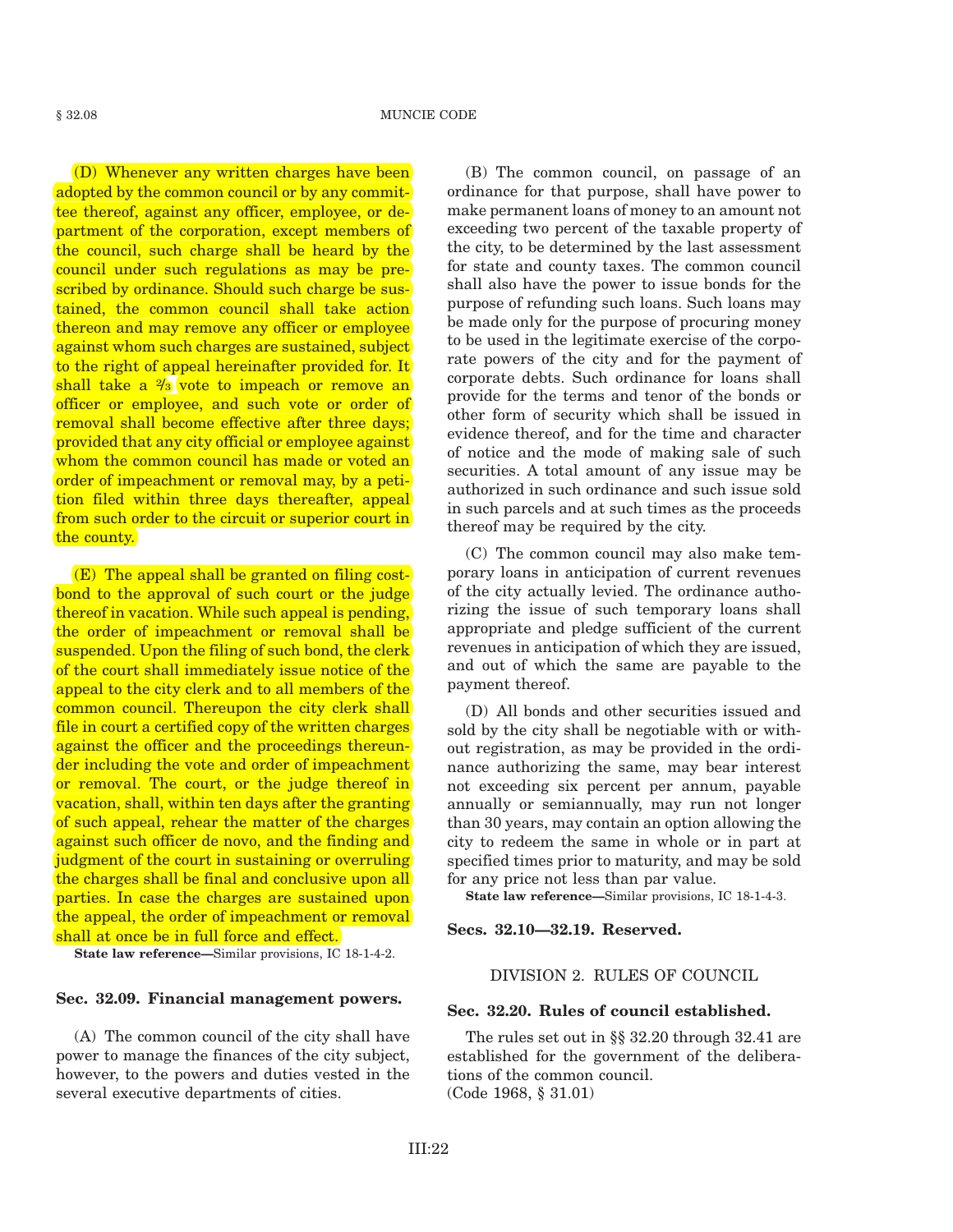(D) Whenever any written charges have been adopted by the common council or by any committee thereof, against any officer, employee, or department of the corporation, except members of the council, such charge shall be heard by the council under such regulations as may be prescribed by ordinance. Should such charge be sustained, the common council shall take action thereon and may remove any officer or employee against whom such charges are sustained, subject to the right of appeal hereinafter provided for. It shall take a ⅔ vote to impeach or remove an officer or employee, and such vote or order of removal shall become effective after three days; provided that any city official or employee against whom the common council has made or voted an order of impeachment or removal may, by a petition filed within three days thereafter, appeal from such order to the circuit or superior court in the county.

(E) The appeal shall be granted on filing costbond to the approval of such court or the judge thereof in vacation. While such appeal is pending, the order of impeachment or removal shall be suspended. Upon the filing of such bond, the clerk of the court shall immediately issue notice of the appeal to the city clerk and to all members of the common council. Thereupon the city clerk shall file in court a certified copy of the written charges against the officer and the proceedings thereunder including the vote and order of impeachment or removal. The court, or the judge thereof in vacation, shall, within ten days after the granting of such appeal, rehear the matter of the charges against such officer de novo, and the finding and judgment of the court in sustaining or overruling the charges shall be final and conclusive upon all parties. In case the charges are sustained upon the appeal, the order of impeachment or removal shall at once be in full force and effect.

**State law reference—**Similar provisions, IC 18-1-4-2.

### Sec. 32.09. Financial management powers.

(A) The common council of the city shall have power to manage the finances of the city subject, however, to the powers and duties vested in the several executive departments of cities.

(B) The common council, on passage of an ordinance for that purpose, shall have power to make permanent loans of money to an amount not exceeding two percent of the taxable property of the city, to be determined by the last assessment for state and county taxes. The common council shall also have the power to issue bonds for the purpose of refunding such loans. Such loans may be made only for the purpose of procuring money to be used in the legitimate exercise of the corporate powers of the city and for the payment of corporate debts. Such ordinance for loans shall provide for the terms and tenor of the bonds or other form of security which shall be issued in evidence thereof, and for the time and character of notice and the mode of making sale of such securities. A total amount of any issue may be authorized in such ordinance and such issue sold in such parcels and at such times as the proceeds thereof may be required by the city.

(C) The common council may also make temporary loans in anticipation of current revenues of the city actually levied. The ordinance authorizing the issue of such temporary loans shall appropriate and pledge sufficient of the current revenues in anticipation of which they are issued, and out of which the same are payable to the payment thereof.

(D) All bonds and other securities issued and sold by the city shall be negotiable with or without registration, as may be provided in the ordinance authorizing the same, may bear interest not exceeding six percent per annum, payable annually or semiannually, may run not longer than 30 years, may contain an option allowing the city to redeem the same in whole or in part at specified times prior to maturity, and may be sold for any price not less than par value.

**State law reference—**Similar provisions, IC 18-1-4-3.

### Secs. 32.10—32.19. Reserved.

## DIVISION 2. RULES OF COUNCIL

### Sec. 32.20. Rules of council established.

The rules set out in §§ 32.20 through 32.41 are established for the government of the deliberations of the common council.
(Code 1968, § 31.01)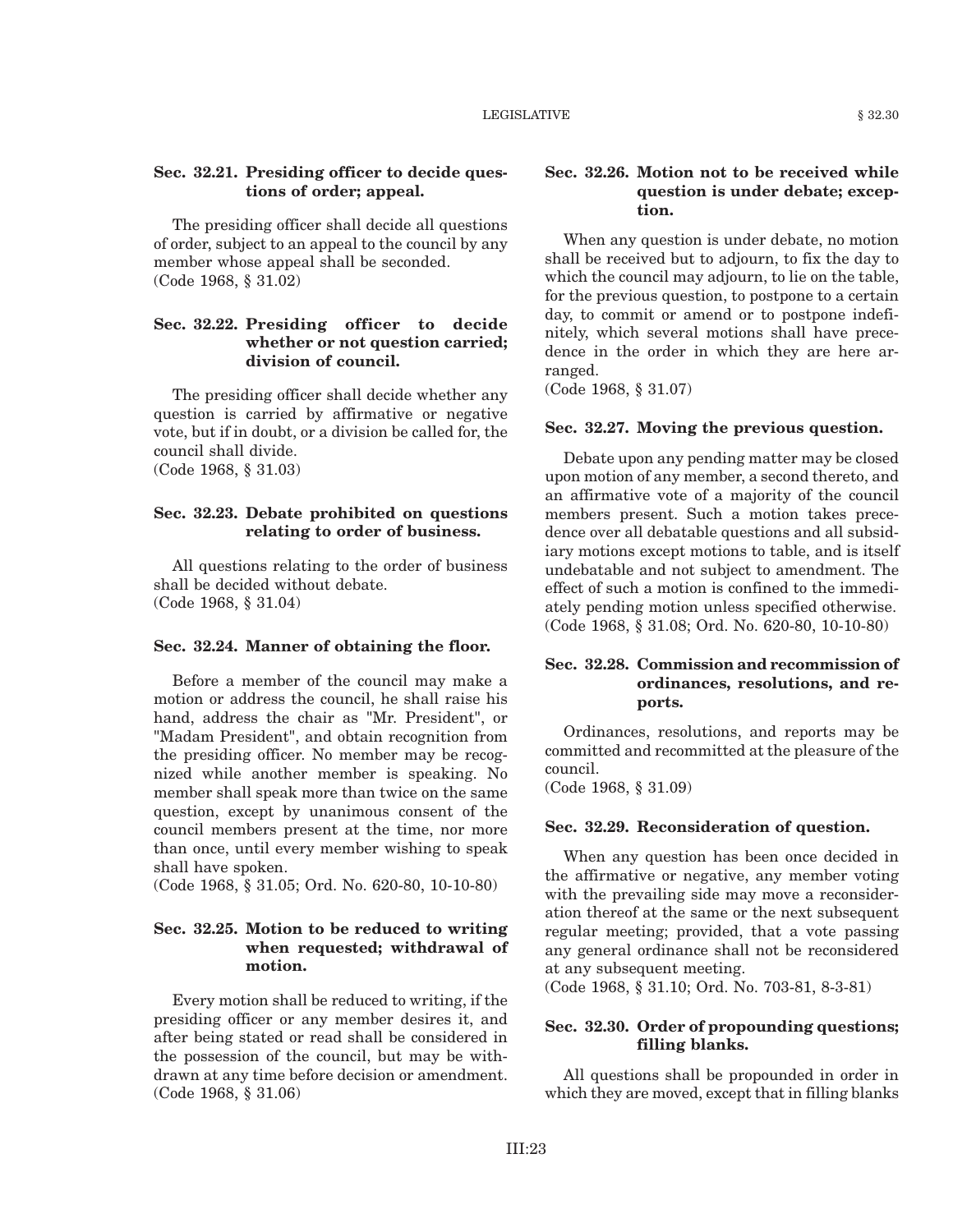### Sec. 32.21. Presiding officer to decide questions of order; appeal.

The presiding officer shall decide all questions of order, subject to an appeal to the council by any member whose appeal shall be seconded.
(Code 1968, § 31.02)

### Sec. 32.22. Presiding officer to decide whether or not question carried; division of council.

The presiding officer shall decide whether any question is carried by affirmative or negative vote, but if in doubt, or a division be called for, the council shall divide.
(Code 1968, § 31.03)

### Sec. 32.23. Debate prohibited on questions relating to order of business.

All questions relating to the order of business shall be decided without debate.
(Code 1968, § 31.04)

### Sec. 32.24. Manner of obtaining the floor.

Before a member of the council may make a motion or address the council, he shall raise his hand, address the chair as "Mr. President", or "Madam President", and obtain recognition from the presiding officer. No member may be recognized while another member is speaking. No member shall speak more than twice on the same question, except by unanimous consent of the council members present at the time, nor more than once, until every member wishing to speak shall have spoken.
(Code 1968, § 31.05; Ord. No. 620-80, 10-10-80)

### Sec. 32.25. Motion to be reduced to writing when requested; withdrawal of motion.

Every motion shall be reduced to writing, if the presiding officer or any member desires it, and after being stated or read shall be considered in the possession of the council, but may be withdrawn at any time before decision or amendment.
(Code 1968, § 31.06)

### Sec. 32.26. Motion not to be received while question is under debate; exception.

When any question is under debate, no motion shall be received but to adjourn, to fix the day to which the council may adjourn, to lie on the table, for the previous question, to postpone to a certain day, to commit or amend or to postpone indefinitely, which several motions shall have precedence in the order in which they are here arranged.
(Code 1968, § 31.07)

### Sec. 32.27. Moving the previous question.

Debate upon any pending matter may be closed upon motion of any member, a second thereto, and an affirmative vote of a majority of the council members present. Such a motion takes precedence over all debatable questions and all subsidiary motions except motions to table, and is itself undebatable and not subject to amendment. The effect of such a motion is confined to the immediately pending motion unless specified otherwise.
(Code 1968, § 31.08; Ord. No. 620-80, 10-10-80)

### Sec. 32.28. Commission and recommission of ordinances, resolutions, and reports.

Ordinances, resolutions, and reports may be committed and recommitted at the pleasure of the council.
(Code 1968, § 31.09)

### Sec. 32.29. Reconsideration of question.

When any question has been once decided in the affirmative or negative, any member voting with the prevailing side may move a reconsideration thereof at the same or the next subsequent regular meeting; provided, that a vote passing any general ordinance shall not be reconsidered at any subsequent meeting.
(Code 1968, § 31.10; Ord. No. 703-81, 8-3-81)

### Sec. 32.30. Order of propounding questions; filling blanks.

All questions shall be propounded in order in which they are moved, except that in filling blanks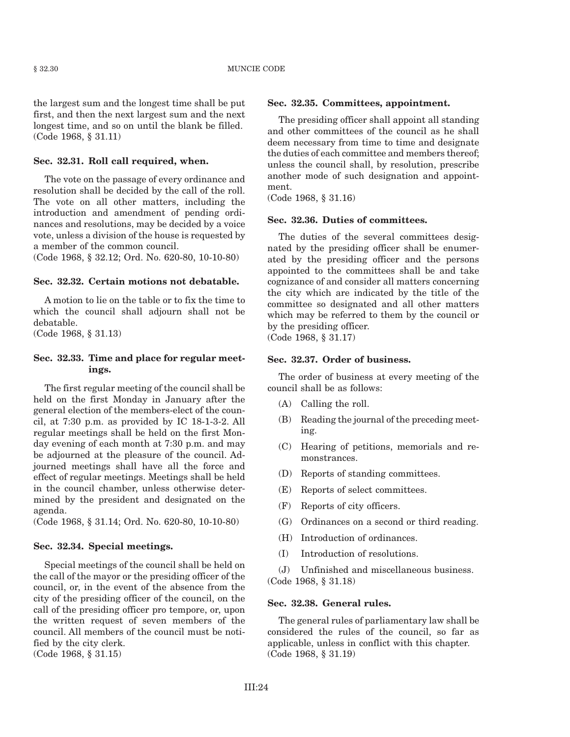the largest sum and the longest time shall be put first, and then the next largest sum and the next longest time, and so on until the blank be filled.
(Code 1968, § 31.11)

**Sec. 32.31. Roll call required, when.**

The vote on the passage of every ordinance and resolution shall be decided by the call of the roll. The vote on all other matters, including the introduction and amendment of pending ordinances and resolutions, may be decided by a voice vote, unless a division of the house is requested by a member of the common council.
(Code 1968, § 32.12; Ord. No. 620-80, 10-10-80)

**Sec. 32.32. Certain motions not debatable.**

A motion to lie on the table or to fix the time to which the council shall adjourn shall not be debatable.
(Code 1968, § 31.13)

**Sec. 32.33. Time and place for regular meetings.**

The first regular meeting of the council shall be held on the first Monday in January after the general election of the members-elect of the council, at 7:30 p.m. as provided by IC 18-1-3-2. All regular meetings shall be held on the first Monday evening of each month at 7:30 p.m. and may be adjourned at the pleasure of the council. Adjourned meetings shall have all the force and effect of regular meetings. Meetings shall be held in the council chamber, unless otherwise determined by the president and designated on the agenda.
(Code 1968, § 31.14; Ord. No. 620-80, 10-10-80)

**Sec. 32.34. Special meetings.**

Special meetings of the council shall be held on the call of the mayor or the presiding officer of the council, or, in the event of the absence from the city of the presiding officer of the council, on the call of the presiding officer pro tempore, or, upon the written request of seven members of the council. All members of the council must be notified by the city clerk.
(Code 1968, § 31.15)

**Sec. 32.35. Committees, appointment.**

The presiding officer shall appoint all standing and other committees of the council as he shall deem necessary from time to time and designate the duties of each committee and members thereof; unless the council shall, by resolution, prescribe another mode of such designation and appointment.
(Code 1968, § 31.16)

**Sec. 32.36. Duties of committees.**

The duties of the several committees designated by the presiding officer shall be enumerated by the presiding officer and the persons appointed to the committees shall be and take cognizance of and consider all matters concerning the city which are indicated by the title of the committee so designated and all other matters which may be referred to them by the council or by the presiding officer.
(Code 1968, § 31.17)

**Sec. 32.37. Order of business.**

The order of business at every meeting of the council shall be as follows:

(A) Calling the roll.

(B) Reading the journal of the preceding meeting.

(C) Hearing of petitions, memorials and remonstrances.

(D) Reports of standing committees.

(E) Reports of select committees.

(F) Reports of city officers.

(G) Ordinances on a second or third reading.

(H) Introduction of ordinances.

(I) Introduction of resolutions.

(J) Unfinished and miscellaneous business.

(Code 1968, § 31.18)

**Sec. 32.38. General rules.**

The general rules of parliamentary law shall be considered the rules of the council, so far as applicable, unless in conflict with this chapter.
(Code 1968, § 31.19)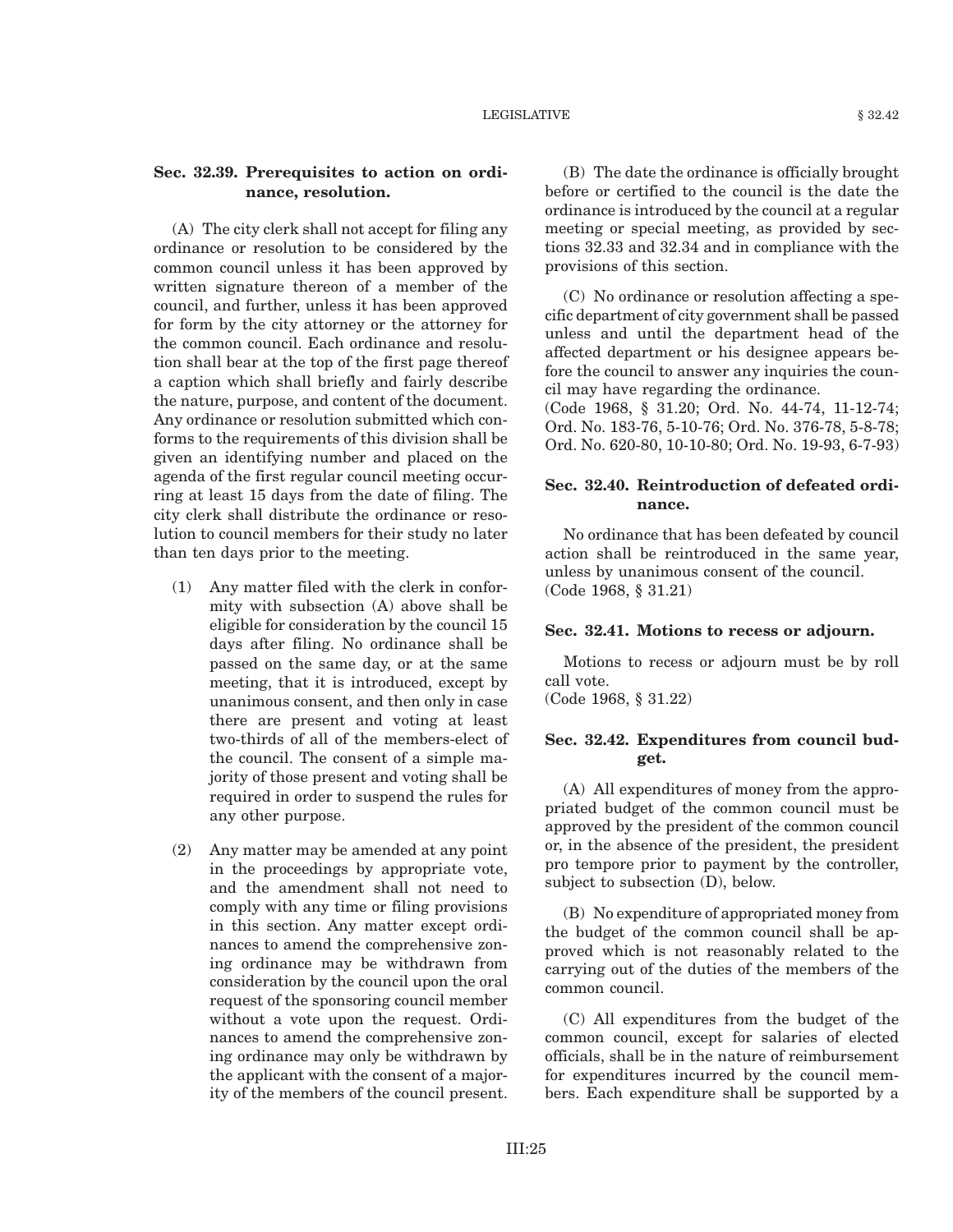### Sec. 32.39. Prerequisites to action on ordinance, resolution.

(A) The city clerk shall not accept for filing any ordinance or resolution to be considered by the common council unless it has been approved by written signature thereon of a member of the council, and further, unless it has been approved for form by the city attorney or the attorney for the common council. Each ordinance and resolution shall bear at the top of the first page thereof a caption which shall briefly and fairly describe the nature, purpose, and content of the document. Any ordinance or resolution submitted which conforms to the requirements of this division shall be given an identifying number and placed on the agenda of the first regular council meeting occurring at least 15 days from the date of filing. The city clerk shall distribute the ordinance or resolution to council members for their study no later than ten days prior to the meeting.

(1) Any matter filed with the clerk in conformity with subsection (A) above shall be eligible for consideration by the council 15 days after filing. No ordinance shall be passed on the same day, or at the same meeting, that it is introduced, except by unanimous consent, and then only in case there are present and voting at least two-thirds of all of the members-elect of the council. The consent of a simple majority of those present and voting shall be required in order to suspend the rules for any other purpose.

(2) Any matter may be amended at any point in the proceedings by appropriate vote, and the amendment shall not need to comply with any time or filing provisions in this section. Any matter except ordinances to amend the comprehensive zoning ordinance may be withdrawn from consideration by the council upon the oral request of the sponsoring council member without a vote upon the request. Ordinances to amend the comprehensive zoning ordinance may only be withdrawn by the applicant with the consent of a majority of the members of the council present.

(B) The date the ordinance is officially brought before or certified to the council is the date the ordinance is introduced by the council at a regular meeting or special meeting, as provided by sections 32.33 and 32.34 and in compliance with the provisions of this section.

(C) No ordinance or resolution affecting a specific department of city government shall be passed unless and until the department head of the affected department or his designee appears before the council to answer any inquiries the council may have regarding the ordinance.
(Code 1968, § 31.20; Ord. No. 44-74, 11-12-74; Ord. No. 183-76, 5-10-76; Ord. No. 376-78, 5-8-78; Ord. No. 620-80, 10-10-80; Ord. No. 19-93, 6-7-93)

### Sec. 32.40. Reintroduction of defeated ordinance.

No ordinance that has been defeated by council action shall be reintroduced in the same year, unless by unanimous consent of the council.
(Code 1968, § 31.21)

### Sec. 32.41. Motions to recess or adjourn.

Motions to recess or adjourn must be by roll call vote.
(Code 1968, § 31.22)

### Sec. 32.42. Expenditures from council budget.

(A) All expenditures of money from the appropriated budget of the common council must be approved by the president of the common council or, in the absence of the president, the president pro tempore prior to payment by the controller, subject to subsection (D), below.

(B) No expenditure of appropriated money from the budget of the common council shall be approved which is not reasonably related to the carrying out of the duties of the members of the common council.

(C) All expenditures from the budget of the common council, except for salaries of elected officials, shall be in the nature of reimbursement for expenditures incurred by the council members. Each expenditure shall be supported by a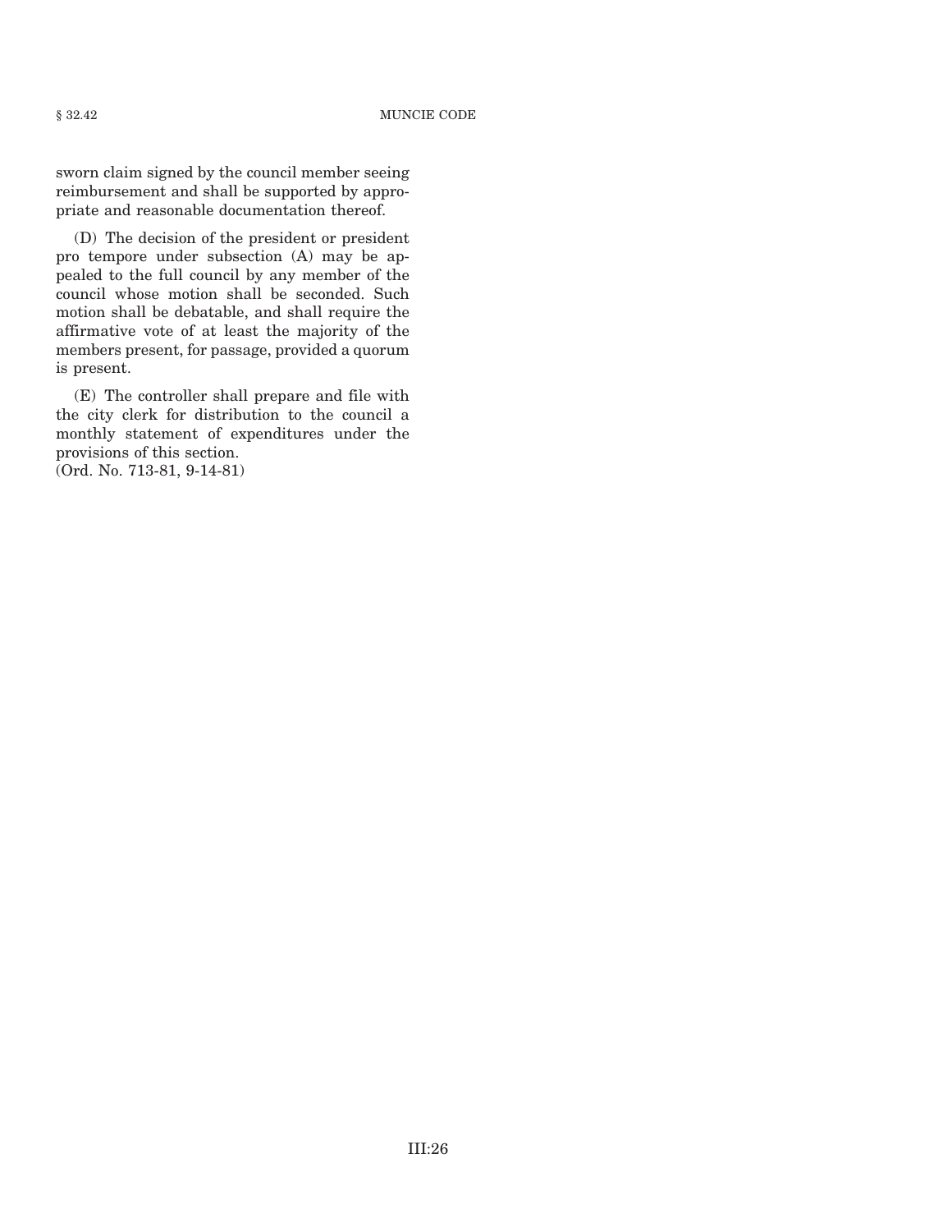sworn claim signed by the council member seeing reimbursement and shall be supported by appropriate and reasonable documentation thereof.

(D) The decision of the president or president pro tempore under subsection (A) may be appealed to the full council by any member of the council whose motion shall be seconded. Such motion shall be debatable, and shall require the affirmative vote of at least the majority of the members present, for passage, provided a quorum is present.

(E) The controller shall prepare and file with the city clerk for distribution to the council a monthly statement of expenditures under the provisions of this section.
(Ord. No. 713-81, 9-14-81)